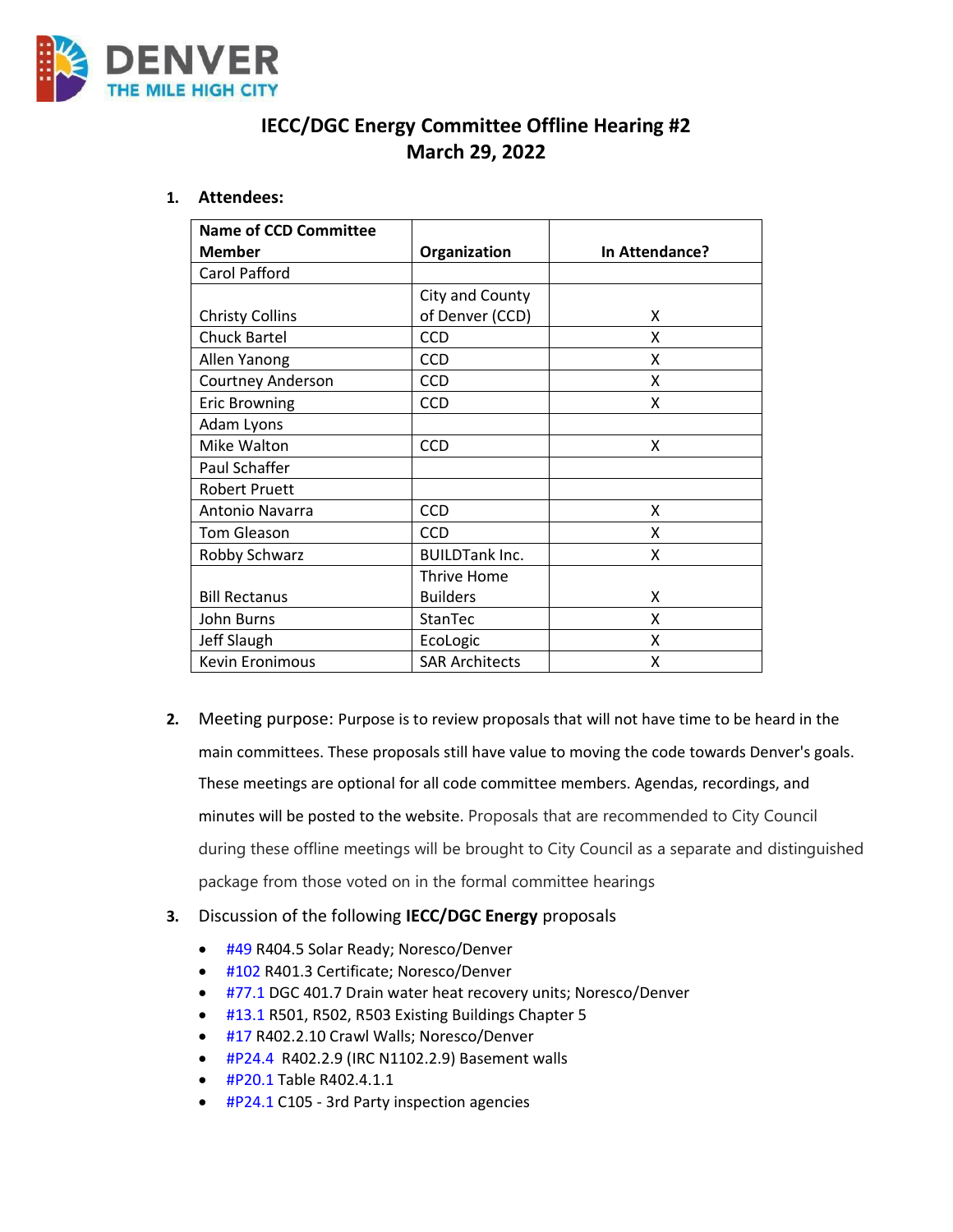DENVER
THE MILE HIGH CITY

# IECC/DGC Energy Committee Offline Hearing #2
# March 29, 2022

1. **Attendees:**

| Name of CCD Committee Member | Organization | In Attendance? |
|---|---|---|
| Carol Pafford | | |
| Christy Collins | City and County of Denver (CCD) | X |
| Chuck Bartel | CCD | X |
| Allen Yanong | CCD | X |
| Courtney Anderson | CCD | X |
| Eric Browning | CCD | X |
| Adam Lyons | | |
| Mike Walton | CCD | X |
| Paul Schaffer | | |
| Robert Pruett | | |
| Antonio Navarra | CCD | X |
| Tom Gleason | CCD | X |
| Robby Schwarz | BUILDTank Inc. | X |
| Bill Rectanus | Thrive Home Builders | X |
| John Burns | StanTec | X |
| Jeff Slaugh | EcoLogic | X |
| Kevin Eronimous | SAR Architects | X |

2. Meeting purpose: Purpose is to review proposals that will not have time to be heard in the main committees. These proposals still have value to moving the code towards Denver's goals. These meetings are optional for all code committee members. Agendas, recordings, and minutes will be posted to the website. Proposals that are recommended to City Council during these offline meetings will be brought to City Council as a separate and distinguished package from those voted on in the formal committee hearings

3. Discussion of the following **IECC/DGC Energy** proposals

- #49 R404.5 Solar Ready; Noresco/Denver
- #102 R401.3 Certificate; Noresco/Denver
- #77.1 DGC 401.7 Drain water heat recovery units; Noresco/Denver
- #13.1 R501, R502, R503 Existing Buildings Chapter 5
- #17 R402.2.10 Crawl Walls; Noresco/Denver
- #P24.4 R402.2.9 (IRC N1102.2.9) Basement walls
- #P20.1 Table R402.4.1.1
- #P24.1 C105 - 3rd Party inspection agencies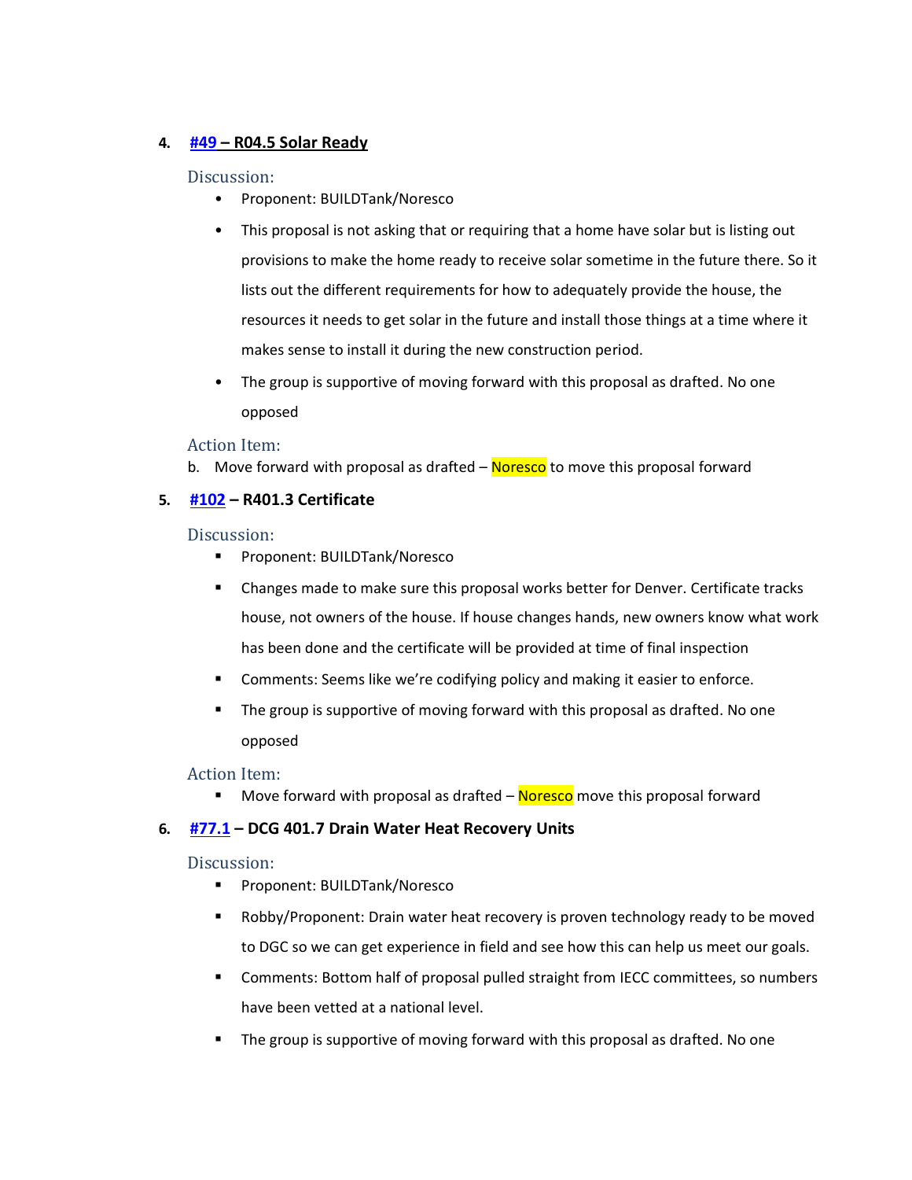4. **[#49](#) – R04.5 Solar Ready**

   Discussion:

   - Proponent: BUILDTank/Noresco
   - This proposal is not asking that or requiring that a home have solar but is listing out provisions to make the home ready to receive solar sometime in the future there. So it lists out the different requirements for how to adequately provide the house, the resources it needs to get solar in the future and install those things at a time where it makes sense to install it during the new construction period.
   - The group is supportive of moving forward with this proposal as drafted. No one opposed

   Action Item:

   b. Move forward with proposal as drafted – Noresco to move this proposal forward

5. **[#102](#) – R401.3 Certificate**

   Discussion:

   - Proponent: BUILDTank/Noresco
   - Changes made to make sure this proposal works better for Denver. Certificate tracks house, not owners of the house. If house changes hands, new owners know what work has been done and the certificate will be provided at time of final inspection
   - Comments: Seems like we're codifying policy and making it easier to enforce.
   - The group is supportive of moving forward with this proposal as drafted. No one opposed

   Action Item:

   - Move forward with proposal as drafted – Noresco move this proposal forward

6. **[#77.1](#) – DCG 401.7 Drain Water Heat Recovery Units**

   Discussion:

   - Proponent: BUILDTank/Noresco
   - Robby/Proponent: Drain water heat recovery is proven technology ready to be moved to DGC so we can get experience in field and see how this can help us meet our goals.
   - Comments: Bottom half of proposal pulled straight from IECC committees, so numbers have been vetted at a national level.
   - The group is supportive of moving forward with this proposal as drafted. No one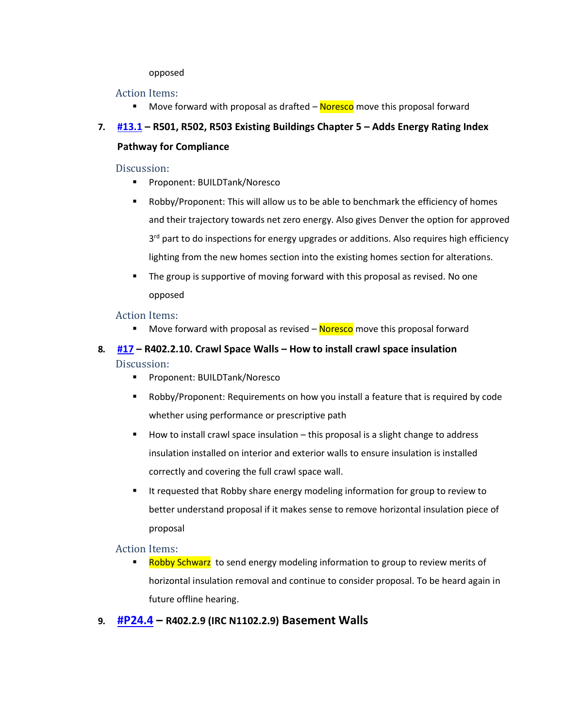opposed

Action Items:

- Move forward with proposal as drafted – Noresco move this proposal forward

7. **#13.1 – R501, R502, R503 Existing Buildings Chapter 5 – Adds Energy Rating Index Pathway for Compliance**

Discussion:

- Proponent: BUILDTank/Noresco
- Robby/Proponent: This will allow us to be able to benchmark the efficiency of homes and their trajectory towards net zero energy. Also gives Denver the option for approved 3rd part to do inspections for energy upgrades or additions. Also requires high efficiency lighting from the new homes section into the existing homes section for alterations.
- The group is supportive of moving forward with this proposal as revised. No one opposed

Action Items:

- Move forward with proposal as revised – Noresco move this proposal forward

8. **#17 – R402.2.10. Crawl Space Walls – How to install crawl space insulation**

Discussion:

- Proponent: BUILDTank/Noresco
- Robby/Proponent: Requirements on how you install a feature that is required by code whether using performance or prescriptive path
- How to install crawl space insulation – this proposal is a slight change to address insulation installed on interior and exterior walls to ensure insulation is installed correctly and covering the full crawl space wall.
- It requested that Robby share energy modeling information for group to review to better understand proposal if it makes sense to remove horizontal insulation piece of proposal

Action Items:

- Robby Schwarz to send energy modeling information to group to review merits of horizontal insulation removal and continue to consider proposal. To be heard again in future offline hearing.

9. **#P24.4 – R402.2.9 (IRC N1102.2.9) Basement Walls**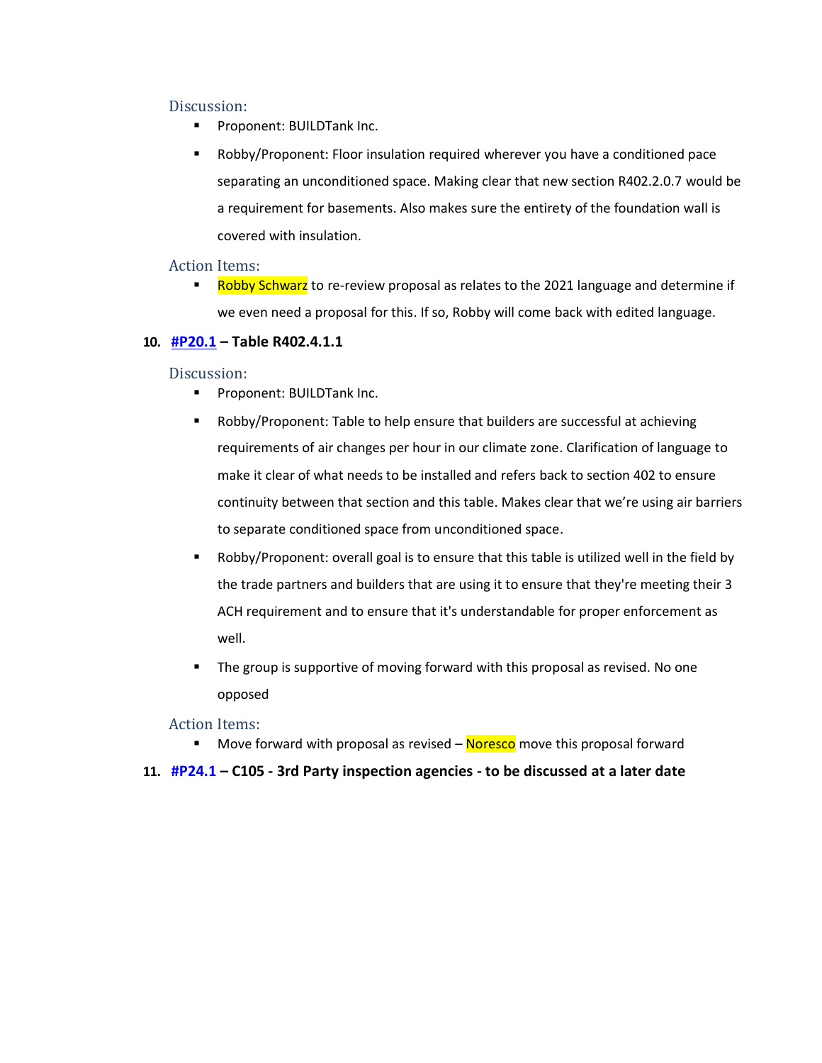Discussion:

- Proponent: BUILDTank Inc.
- Robby/Proponent: Floor insulation required wherever you have a conditioned pace separating an unconditioned space. Making clear that new section R402.2.0.7 would be a requirement for basements. Also makes sure the entirety of the foundation wall is covered with insulation.

Action Items:

- Robby Schwarz to re-review proposal as relates to the 2021 language and determine if we even need a proposal for this. If so, Robby will come back with edited language.

10. **[#P20.1](#) – Table R402.4.1.1**

Discussion:

- Proponent: BUILDTank Inc.
- Robby/Proponent: Table to help ensure that builders are successful at achieving requirements of air changes per hour in our climate zone. Clarification of language to make it clear of what needs to be installed and refers back to section 402 to ensure continuity between that section and this table. Makes clear that we're using air barriers to separate conditioned space from unconditioned space.
- Robby/Proponent: overall goal is to ensure that this table is utilized well in the field by the trade partners and builders that are using it to ensure that they're meeting their 3 ACH requirement and to ensure that it's understandable for proper enforcement as well.
- The group is supportive of moving forward with this proposal as revised. No one opposed

Action Items:

- Move forward with proposal as revised – Noresco move this proposal forward

11. **#P24.1 – C105 - 3rd Party inspection agencies - to be discussed at a later date**